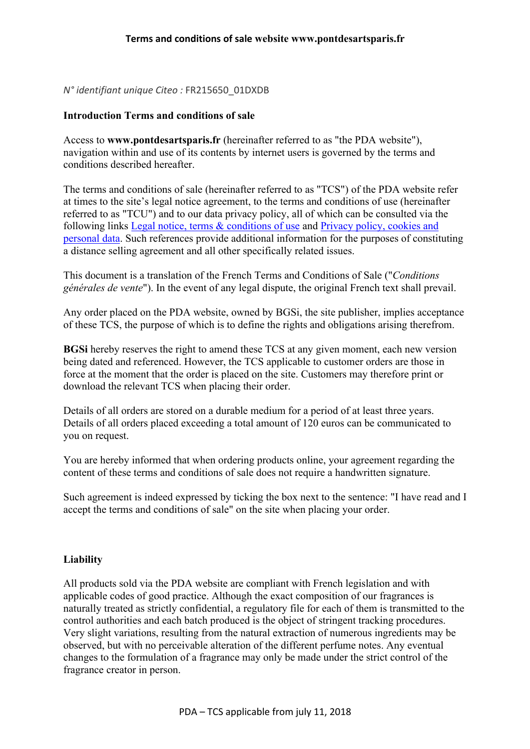# Terms and conditions of sale website www.pontdesartsparis.fr

*N° identifiant unique Citeo :* FR215650_01DXDB

## Introduction Terms and conditions of sale

Access to **www.pontdesartsparis.fr** (hereinafter referred to as "the PDA website"), navigation within and use of its contents by internet users is governed by the terms and conditions described hereafter.

The terms and conditions of sale (hereinafter referred to as "TCS") of the PDA website refer at times to the site's legal notice agreement, to the terms and conditions of use (hereinafter referred to as "TCU") and to our data privacy policy, all of which can be consulted via the following links [Legal notice, terms & conditions of use] and [Privacy policy, cookies and personal data]. Such references provide additional information for the purposes of constituting a distance selling agreement and all other specifically related issues.

This document is a translation of the French Terms and Conditions of Sale ("*Conditions générales de vente*"). In the event of any legal dispute, the original French text shall prevail.

Any order placed on the PDA website, owned by BGSi, the site publisher, implies acceptance of these TCS, the purpose of which is to define the rights and obligations arising therefrom.

**BGSi** hereby reserves the right to amend these TCS at any given moment, each new version being dated and referenced. However, the TCS applicable to customer orders are those in force at the moment that the order is placed on the site. Customers may therefore print or download the relevant TCS when placing their order.

Details of all orders are stored on a durable medium for a period of at least three years. Details of all orders placed exceeding a total amount of 120 euros can be communicated to you on request.

You are hereby informed that when ordering products online, your agreement regarding the content of these terms and conditions of sale does not require a handwritten signature.

Such agreement is indeed expressed by ticking the box next to the sentence: "I have read and I accept the terms and conditions of sale" on the site when placing your order.

## Liability

All products sold via the PDA website are compliant with French legislation and with applicable codes of good practice. Although the exact composition of our fragrances is naturally treated as strictly confidential, a regulatory file for each of them is transmitted to the control authorities and each batch produced is the object of stringent tracking procedures. Very slight variations, resulting from the natural extraction of numerous ingredients may be observed, but with no perceivable alteration of the different perfume notes. Any eventual changes to the formulation of a fragrance may only be made under the strict control of the fragrance creator in person.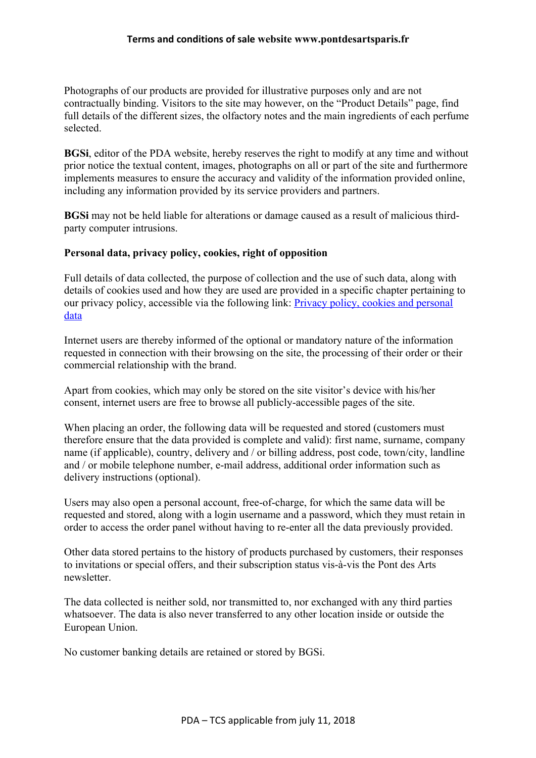Photographs of our products are provided for illustrative purposes only and are not contractually binding. Visitors to the site may however, on the "Product Details" page, find full details of the different sizes, the olfactory notes and the main ingredients of each perfume selected.

**BGSi**, editor of the PDA website, hereby reserves the right to modify at any time and without prior notice the textual content, images, photographs on all or part of the site and furthermore implements measures to ensure the accuracy and validity of the information provided online, including any information provided by its service providers and partners.

**BGSi** may not be held liable for alterations or damage caused as a result of malicious third-party computer intrusions.

**Personal data, privacy policy, cookies, right of opposition**

Full details of data collected, the purpose of collection and the use of such data, along with details of cookies used and how they are used are provided in a specific chapter pertaining to our privacy policy, accessible via the following link: [Privacy policy, cookies and personal data]

Internet users are thereby informed of the optional or mandatory nature of the information requested in connection with their browsing on the site, the processing of their order or their commercial relationship with the brand.

Apart from cookies, which may only be stored on the site visitor's device with his/her consent, internet users are free to browse all publicly-accessible pages of the site.

When placing an order, the following data will be requested and stored (customers must therefore ensure that the data provided is complete and valid): first name, surname, company name (if applicable), country, delivery and / or billing address, post code, town/city, landline and / or mobile telephone number, e-mail address, additional order information such as delivery instructions (optional).

Users may also open a personal account, free-of-charge, for which the same data will be requested and stored, along with a login username and a password, which they must retain in order to access the order panel without having to re-enter all the data previously provided.

Other data stored pertains to the history of products purchased by customers, their responses to invitations or special offers, and their subscription status vis-à-vis the Pont des Arts newsletter.

The data collected is neither sold, nor transmitted to, nor exchanged with any third parties whatsoever. The data is also never transferred to any other location inside or outside the European Union.

No customer banking details are retained or stored by BGSi.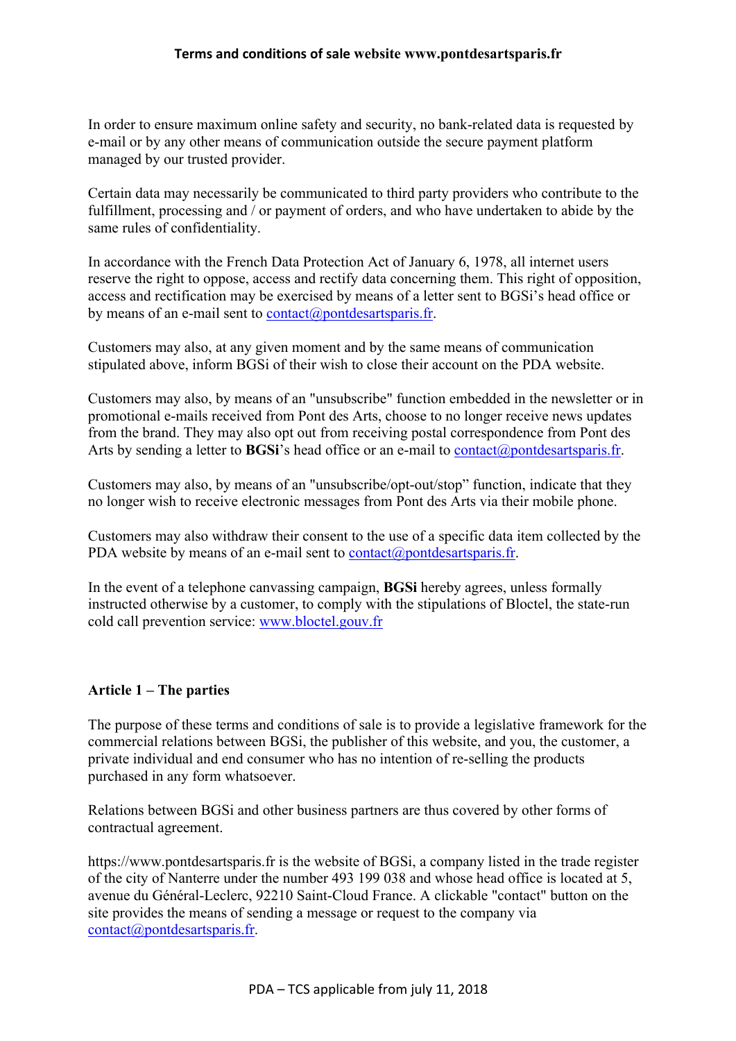In order to ensure maximum online safety and security, no bank-related data is requested by e-mail or by any other means of communication outside the secure payment platform managed by our trusted provider.

Certain data may necessarily be communicated to third party providers who contribute to the fulfillment, processing and / or payment of orders, and who have undertaken to abide by the same rules of confidentiality.

In accordance with the French Data Protection Act of January 6, 1978, all internet users reserve the right to oppose, access and rectify data concerning them. This right of opposition, access and rectification may be exercised by means of a letter sent to BGSi's head office or by means of an e-mail sent to contact@pontdesartsparis.fr.

Customers may also, at any given moment and by the same means of communication stipulated above, inform BGSi of their wish to close their account on the PDA website.

Customers may also, by means of an "unsubscribe" function embedded in the newsletter or in promotional e-mails received from Pont des Arts, choose to no longer receive news updates from the brand. They may also opt out from receiving postal correspondence from Pont des Arts by sending a letter to **BGSi**'s head office or an e-mail to contact@pontdesartsparis.fr.

Customers may also, by means of an "unsubscribe/opt-out/stop" function, indicate that they no longer wish to receive electronic messages from Pont des Arts via their mobile phone.

Customers may also withdraw their consent to the use of a specific data item collected by the PDA website by means of an e-mail sent to contact@pontdesartsparis.fr.

In the event of a telephone canvassing campaign, **BGSi** hereby agrees, unless formally instructed otherwise by a customer, to comply with the stipulations of Bloctel, the state-run cold call prevention service: www.bloctel.gouv.fr

## Article 1 – The parties

The purpose of these terms and conditions of sale is to provide a legislative framework for the commercial relations between BGSi, the publisher of this website, and you, the customer, a private individual and end consumer who has no intention of re-selling the products purchased in any form whatsoever.

Relations between BGSi and other business partners are thus covered by other forms of contractual agreement.

https://www.pontdesartsparis.fr is the website of BGSi, a company listed in the trade register of the city of Nanterre under the number 493 199 038 and whose head office is located at 5, avenue du Général-Leclerc, 92210 Saint-Cloud France. A clickable "contact" button on the site provides the means of sending a message or request to the company via contact@pontdesartsparis.fr.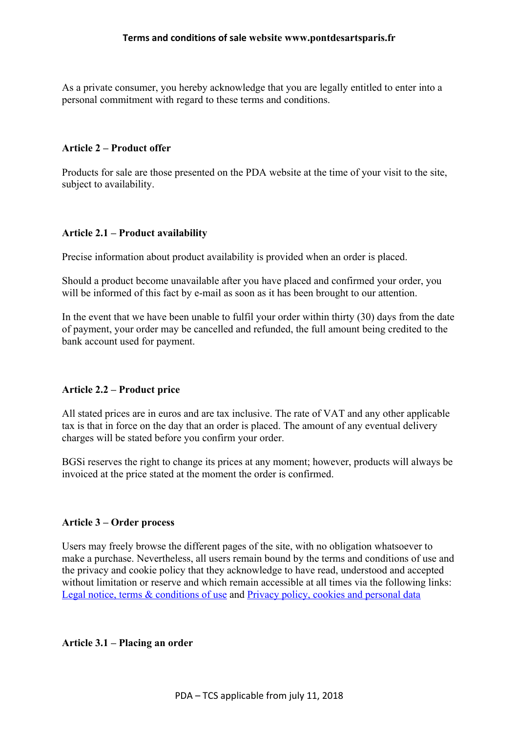As a private consumer, you hereby acknowledge that you are legally entitled to enter into a personal commitment with regard to these terms and conditions.

**Article 2 – Product offer**

Products for sale are those presented on the PDA website at the time of your visit to the site, subject to availability.

**Article 2.1 – Product availability**

Precise information about product availability is provided when an order is placed.

Should a product become unavailable after you have placed and confirmed your order, you will be informed of this fact by e-mail as soon as it has been brought to our attention.

In the event that we have been unable to fulfil your order within thirty (30) days from the date of payment, your order may be cancelled and refunded, the full amount being credited to the bank account used for payment.

**Article 2.2 – Product price**

All stated prices are in euros and are tax inclusive. The rate of VAT and any other applicable tax is that in force on the day that an order is placed. The amount of any eventual delivery charges will be stated before you confirm your order.

BGSi reserves the right to change its prices at any moment; however, products will always be invoiced at the price stated at the moment the order is confirmed.

**Article 3 – Order process**

Users may freely browse the different pages of the site, with no obligation whatsoever to make a purchase. Nevertheless, all users remain bound by the terms and conditions of use and the privacy and cookie policy that they acknowledge to have read, understood and accepted without limitation or reserve and which remain accessible at all times via the following links: [Legal notice, terms & conditions of use]() and [Privacy policy, cookies and personal data]()

**Article 3.1 – Placing an order**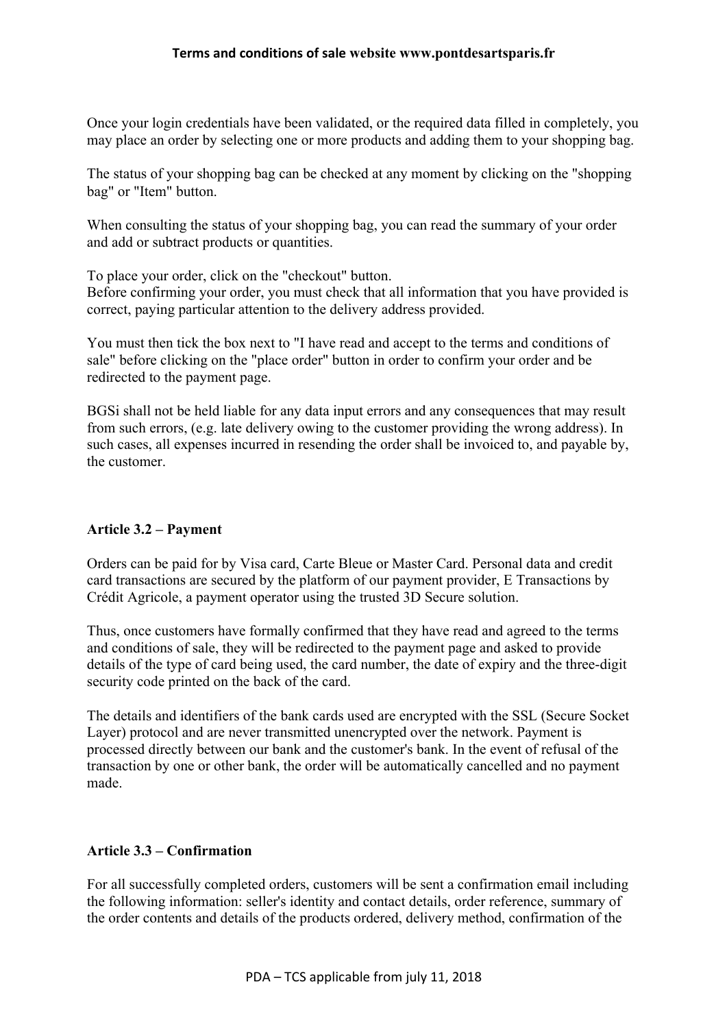Once your login credentials have been validated, or the required data filled in completely, you may place an order by selecting one or more products and adding them to your shopping bag.

The status of your shopping bag can be checked at any moment by clicking on the "shopping bag" or "Item" button.

When consulting the status of your shopping bag, you can read the summary of your order and add or subtract products or quantities.

To place your order, click on the "checkout" button.
Before confirming your order, you must check that all information that you have provided is correct, paying particular attention to the delivery address provided.

You must then tick the box next to "I have read and accept to the terms and conditions of sale" before clicking on the "place order" button in order to confirm your order and be redirected to the payment page.

BGSi shall not be held liable for any data input errors and any consequences that may result from such errors, (e.g. late delivery owing to the customer providing the wrong address). In such cases, all expenses incurred in resending the order shall be invoiced to, and payable by, the customer.

### Article 3.2 – Payment

Orders can be paid for by Visa card, Carte Bleue or Master Card. Personal data and credit card transactions are secured by the platform of our payment provider, E Transactions by Crédit Agricole, a payment operator using the trusted 3D Secure solution.

Thus, once customers have formally confirmed that they have read and agreed to the terms and conditions of sale, they will be redirected to the payment page and asked to provide details of the type of card being used, the card number, the date of expiry and the three-digit security code printed on the back of the card.

The details and identifiers of the bank cards used are encrypted with the SSL (Secure Socket Layer) protocol and are never transmitted unencrypted over the network. Payment is processed directly between our bank and the customer's bank. In the event of refusal of the transaction by one or other bank, the order will be automatically cancelled and no payment made.

### Article 3.3 – Confirmation

For all successfully completed orders, customers will be sent a confirmation email including the following information: seller's identity and contact details, order reference, summary of the order contents and details of the products ordered, delivery method, confirmation of the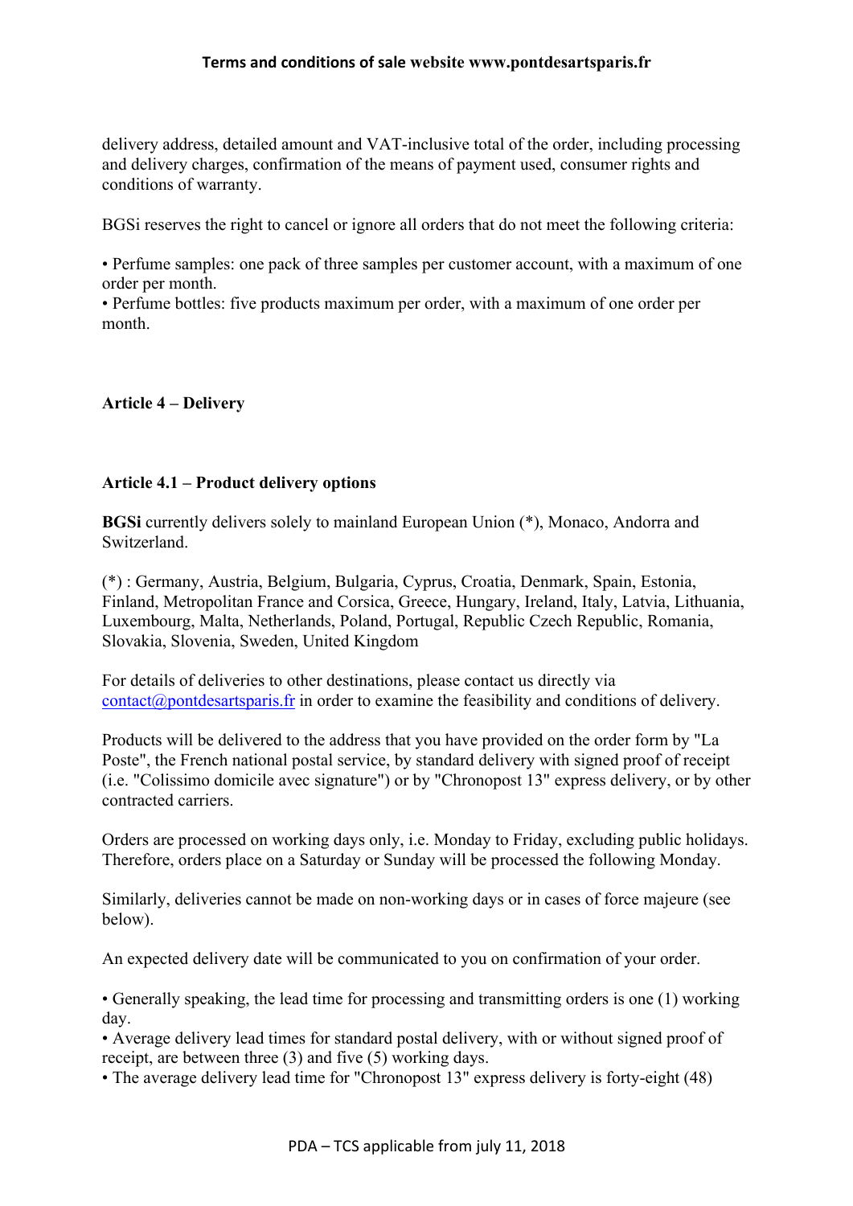delivery address, detailed amount and VAT-inclusive total of the order, including processing and delivery charges, confirmation of the means of payment used, consumer rights and conditions of warranty.

BGSi reserves the right to cancel or ignore all orders that do not meet the following criteria:

• Perfume samples: one pack of three samples per customer account, with a maximum of one order per month.
• Perfume bottles: five products maximum per order, with a maximum of one order per month.

**Article 4 – Delivery**

**Article 4.1 – Product delivery options**

**BGSi** currently delivers solely to mainland European Union (*), Monaco, Andorra and Switzerland.

(*) : Germany, Austria, Belgium, Bulgaria, Cyprus, Croatia, Denmark, Spain, Estonia, Finland, Metropolitan France and Corsica, Greece, Hungary, Ireland, Italy, Latvia, Lithuania, Luxembourg, Malta, Netherlands, Poland, Portugal, Republic Czech Republic, Romania, Slovakia, Slovenia, Sweden, United Kingdom

For details of deliveries to other destinations, please contact us directly via [contact@pontdesartsparis.fr](mailto:contact@pontdesartsparis.fr) in order to examine the feasibility and conditions of delivery.

Products will be delivered to the address that you have provided on the order form by "La Poste", the French national postal service, by standard delivery with signed proof of receipt (i.e. "Colissimo domicile avec signature") or by "Chronopost 13" express delivery, or by other contracted carriers.

Orders are processed on working days only, i.e. Monday to Friday, excluding public holidays. Therefore, orders place on a Saturday or Sunday will be processed the following Monday.

Similarly, deliveries cannot be made on non-working days or in cases of force majeure (see below).

An expected delivery date will be communicated to you on confirmation of your order.

• Generally speaking, the lead time for processing and transmitting orders is one (1) working day.
• Average delivery lead times for standard postal delivery, with or without signed proof of receipt, are between three (3) and five (5) working days.
• The average delivery lead time for "Chronopost 13" express delivery is forty-eight (48)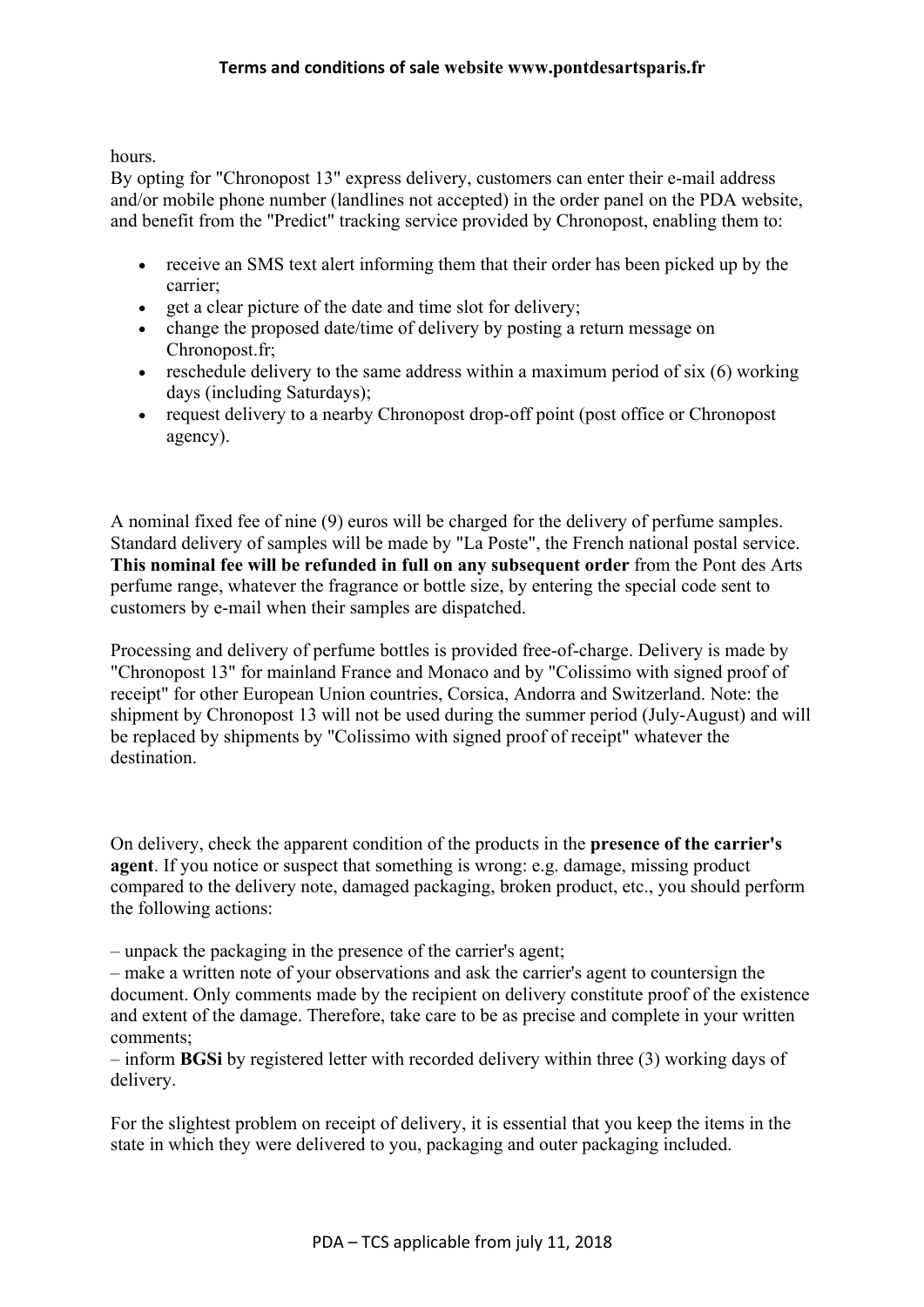hours.
By opting for "Chronopost 13" express delivery, customers can enter their e-mail address and/or mobile phone number (landlines not accepted) in the order panel on the PDA website, and benefit from the "Predict" tracking service provided by Chronopost, enabling them to:

- receive an SMS text alert informing them that their order has been picked up by the carrier;
- get a clear picture of the date and time slot for delivery;
- change the proposed date/time of delivery by posting a return message on Chronopost.fr;
- reschedule delivery to the same address within a maximum period of six (6) working days (including Saturdays);
- request delivery to a nearby Chronopost drop-off point (post office or Chronopost agency).

A nominal fixed fee of nine (9) euros will be charged for the delivery of perfume samples. Standard delivery of samples will be made by "La Poste", the French national postal service. **This nominal fee will be refunded in full on any subsequent order** from the Pont des Arts perfume range, whatever the fragrance or bottle size, by entering the special code sent to customers by e-mail when their samples are dispatched.

Processing and delivery of perfume bottles is provided free-of-charge. Delivery is made by "Chronopost 13" for mainland France and Monaco and by "Colissimo with signed proof of receipt" for other European Union countries, Corsica, Andorra and Switzerland. Note: the shipment by Chronopost 13 will not be used during the summer period (July-August) and will be replaced by shipments by "Colissimo with signed proof of receipt" whatever the destination.

On delivery, check the apparent condition of the products in the **presence of the carrier's agent**. If you notice or suspect that something is wrong: e.g. damage, missing product compared to the delivery note, damaged packaging, broken product, etc., you should perform the following actions:

– unpack the packaging in the presence of the carrier's agent;
– make a written note of your observations and ask the carrier's agent to countersign the document. Only comments made by the recipient on delivery constitute proof of the existence and extent of the damage. Therefore, take care to be as precise and complete in your written comments;
– inform **BGSi** by registered letter with recorded delivery within three (3) working days of delivery.

For the slightest problem on receipt of delivery, it is essential that you keep the items in the state in which they were delivered to you, packaging and outer packaging included.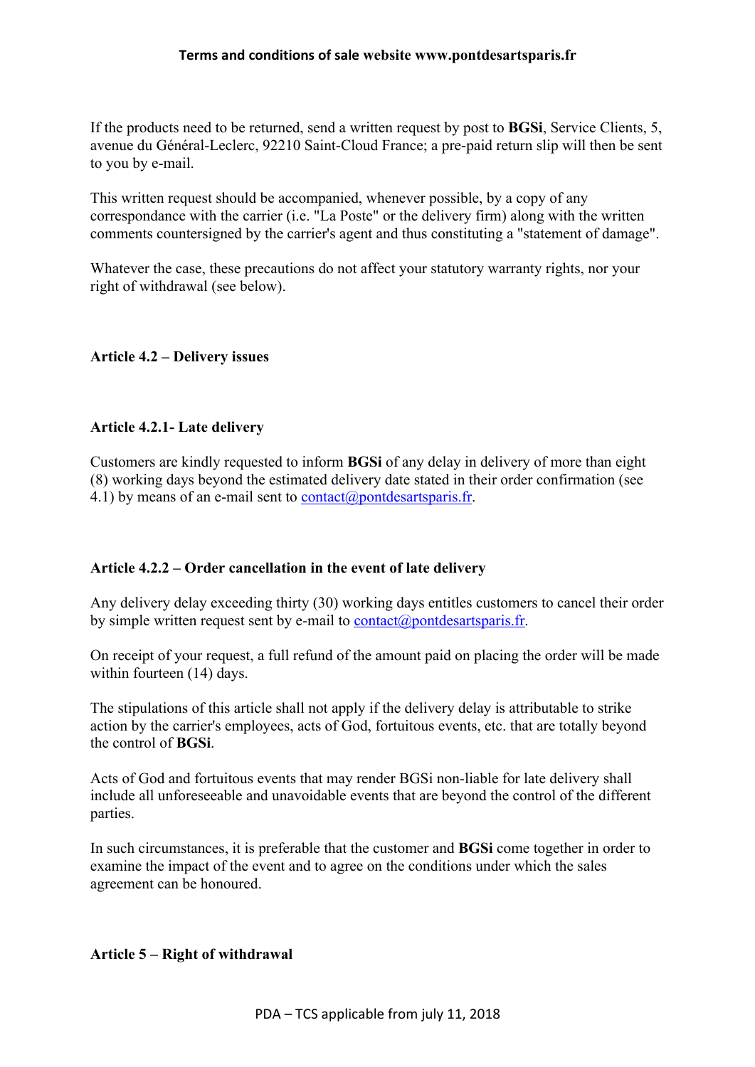If the products need to be returned, send a written request by post to **BGSi**, Service Clients, 5, avenue du Général-Leclerc, 92210 Saint-Cloud France; a pre-paid return slip will then be sent to you by e-mail.

This written request should be accompanied, whenever possible, by a copy of any correspondance with the carrier (i.e. "La Poste" or the delivery firm) along with the written comments countersigned by the carrier's agent and thus constituting a "statement of damage".

Whatever the case, these precautions do not affect your statutory warranty rights, nor your right of withdrawal (see below).

### Article 4.2 – Delivery issues

#### Article 4.2.1- Late delivery

Customers are kindly requested to inform **BGSi** of any delay in delivery of more than eight (8) working days beyond the estimated delivery date stated in their order confirmation (see 4.1) by means of an e-mail sent to contact@pontdesartsparis.fr.

#### Article 4.2.2 – Order cancellation in the event of late delivery

Any delivery delay exceeding thirty (30) working days entitles customers to cancel their order by simple written request sent by e-mail to contact@pontdesartsparis.fr.

On receipt of your request, a full refund of the amount paid on placing the order will be made within fourteen (14) days.

The stipulations of this article shall not apply if the delivery delay is attributable to strike action by the carrier's employees, acts of God, fortuitous events, etc. that are totally beyond the control of **BGSi**.

Acts of God and fortuitous events that may render BGSi non-liable for late delivery shall include all unforeseeable and unavoidable events that are beyond the control of the different parties.

In such circumstances, it is preferable that the customer and **BGSi** come together in order to examine the impact of the event and to agree on the conditions under which the sales agreement can be honoured.

## Article 5 – Right of withdrawal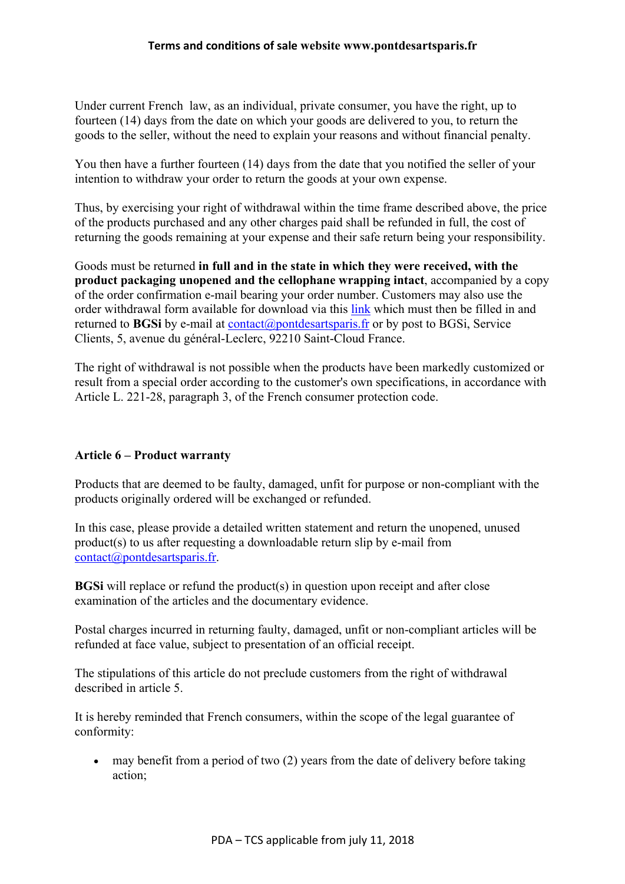Under current French  law, as an individual, private consumer, you have the right, up to fourteen (14) days from the date on which your goods are delivered to you, to return the goods to the seller, without the need to explain your reasons and without financial penalty.

You then have a further fourteen (14) days from the date that you notified the seller of your intention to withdraw your order to return the goods at your own expense.

Thus, by exercising your right of withdrawal within the time frame described above, the price of the products purchased and any other charges paid shall be refunded in full, the cost of returning the goods remaining at your expense and their safe return being your responsibility.

Goods must be returned **in full and in the state in which they were received, with the product packaging unopened and the cellophane wrapping intact**, accompanied by a copy of the order confirmation e-mail bearing your order number. Customers may also use the order withdrawal form available for download via this link which must then be filled in and returned to **BGSi** by e-mail at contact@pontdesartsparis.fr or by post to BGSi, Service Clients, 5, avenue du général-Leclerc, 92210 Saint-Cloud France.

The right of withdrawal is not possible when the products have been markedly customized or result from a special order according to the customer's own specifications, in accordance with Article L. 221-28, paragraph 3, of the French consumer protection code.

**Article 6 – Product warranty**

Products that are deemed to be faulty, damaged, unfit for purpose or non-compliant with the products originally ordered will be exchanged or refunded.

In this case, please provide a detailed written statement and return the unopened, unused product(s) to us after requesting a downloadable return slip by e-mail from contact@pontdesartsparis.fr.

**BGSi** will replace or refund the product(s) in question upon receipt and after close examination of the articles and the documentary evidence.

Postal charges incurred in returning faulty, damaged, unfit or non-compliant articles will be refunded at face value, subject to presentation of an official receipt.

The stipulations of this article do not preclude customers from the right of withdrawal described in article 5.

It is hereby reminded that French consumers, within the scope of the legal guarantee of conformity:

- may benefit from a period of two (2) years from the date of delivery before taking action;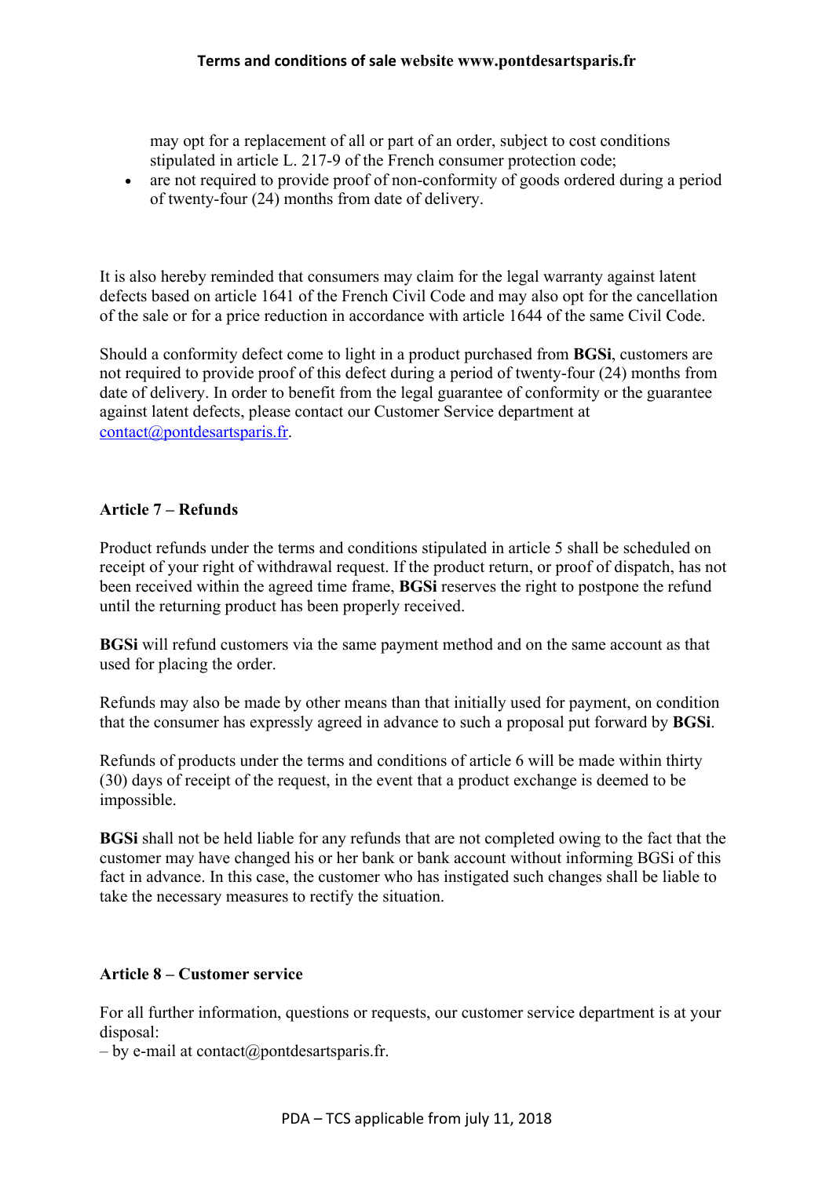may opt for a replacement of all or part of an order, subject to cost conditions stipulated in article L. 217-9 of the French consumer protection code;

- are not required to provide proof of non-conformity of goods ordered during a period of twenty-four (24) months from date of delivery.

It is also hereby reminded that consumers may claim for the legal warranty against latent defects based on article 1641 of the French Civil Code and may also opt for the cancellation of the sale or for a price reduction in accordance with article 1644 of the same Civil Code.

Should a conformity defect come to light in a product purchased from **BGSi**, customers are not required to provide proof of this defect during a period of twenty-four (24) months from date of delivery. In order to benefit from the legal guarantee of conformity or the guarantee against latent defects, please contact our Customer Service department at contact@pontdesartsparis.fr.

**Article 7 – Refunds**

Product refunds under the terms and conditions stipulated in article 5 shall be scheduled on receipt of your right of withdrawal request. If the product return, or proof of dispatch, has not been received within the agreed time frame, **BGSi** reserves the right to postpone the refund until the returning product has been properly received.

**BGSi** will refund customers via the same payment method and on the same account as that used for placing the order.

Refunds may also be made by other means than that initially used for payment, on condition that the consumer has expressly agreed in advance to such a proposal put forward by **BGSi**.

Refunds of products under the terms and conditions of article 6 will be made within thirty (30) days of receipt of the request, in the event that a product exchange is deemed to be impossible.

**BGSi** shall not be held liable for any refunds that are not completed owing to the fact that the customer may have changed his or her bank or bank account without informing BGSi of this fact in advance. In this case, the customer who has instigated such changes shall be liable to take the necessary measures to rectify the situation.

**Article 8 – Customer service**

For all further information, questions or requests, our customer service department is at your disposal:
– by e-mail at contact@pontdesartsparis.fr.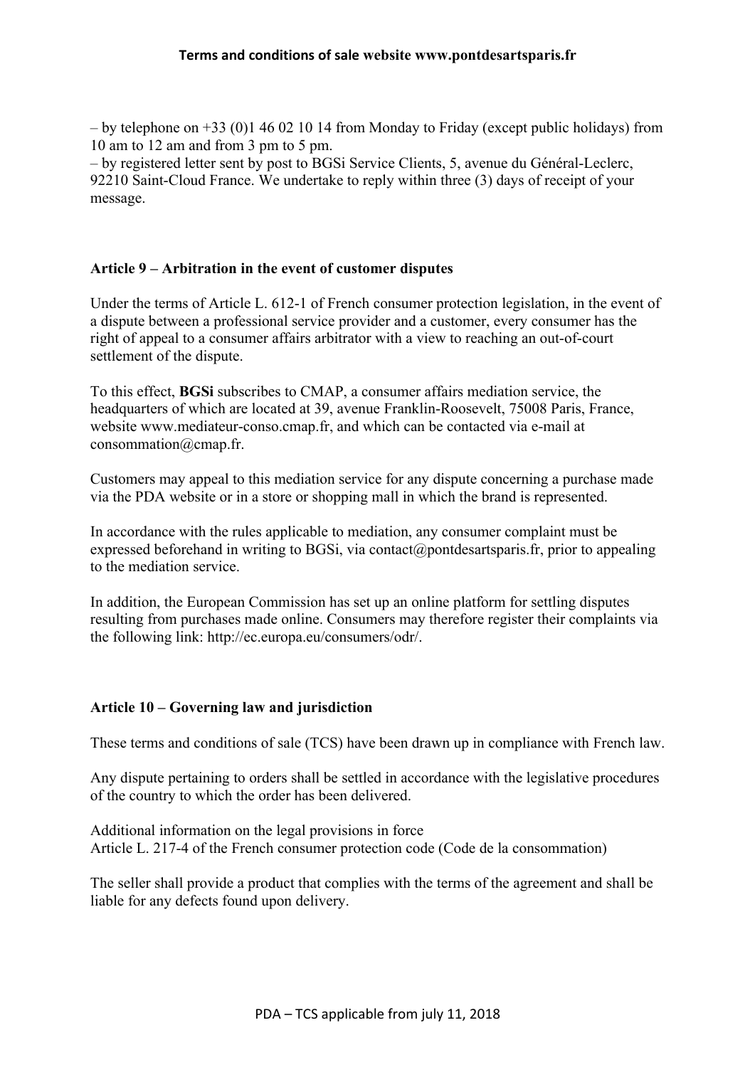– by telephone on +33 (0)1 46 02 10 14 from Monday to Friday (except public holidays) from 10 am to 12 am and from 3 pm to 5 pm.
– by registered letter sent by post to BGSi Service Clients, 5, avenue du Général-Leclerc, 92210 Saint-Cloud France. We undertake to reply within three (3) days of receipt of your message.

### Article 9 – Arbitration in the event of customer disputes

Under the terms of Article L. 612-1 of French consumer protection legislation, in the event of a dispute between a professional service provider and a customer, every consumer has the right of appeal to a consumer affairs arbitrator with a view to reaching an out-of-court settlement of the dispute.

To this effect, **BGSi** subscribes to CMAP, a consumer affairs mediation service, the headquarters of which are located at 39, avenue Franklin-Roosevelt, 75008 Paris, France, website www.mediateur-conso.cmap.fr, and which can be contacted via e-mail at consommation@cmap.fr.

Customers may appeal to this mediation service for any dispute concerning a purchase made via the PDA website or in a store or shopping mall in which the brand is represented.

In accordance with the rules applicable to mediation, any consumer complaint must be expressed beforehand in writing to BGSi, via contact@pontdesartsparis.fr, prior to appealing to the mediation service.

In addition, the European Commission has set up an online platform for settling disputes resulting from purchases made online. Consumers may therefore register their complaints via the following link: http://ec.europa.eu/consumers/odr/.

### Article 10 – Governing law and jurisdiction

These terms and conditions of sale (TCS) have been drawn up in compliance with French law.

Any dispute pertaining to orders shall be settled in accordance with the legislative procedures of the country to which the order has been delivered.

Additional information on the legal provisions in force
Article L. 217-4 of the French consumer protection code (Code de la consommation)

The seller shall provide a product that complies with the terms of the agreement and shall be liable for any defects found upon delivery.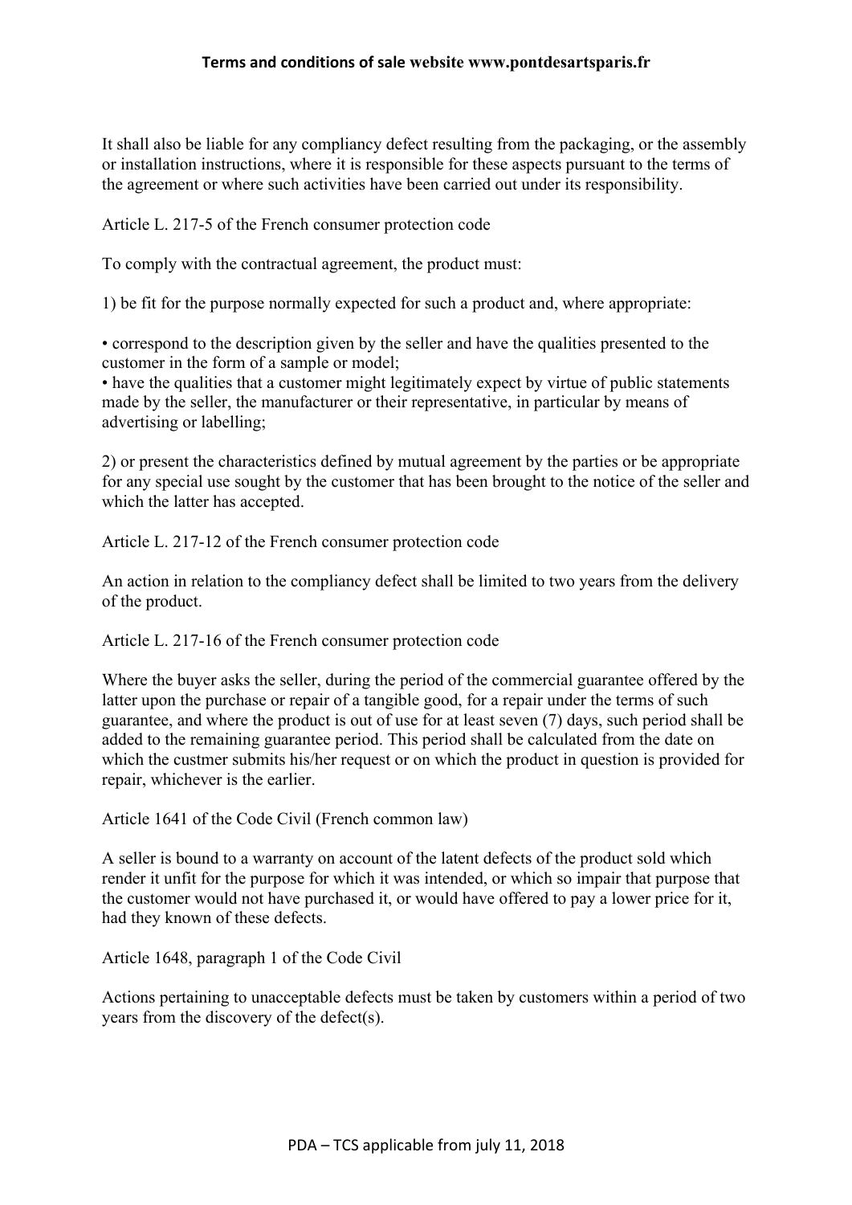It shall also be liable for any compliancy defect resulting from the packaging, or the assembly or installation instructions, where it is responsible for these aspects pursuant to the terms of the agreement or where such activities have been carried out under its responsibility.

Article L. 217-5 of the French consumer protection code

To comply with the contractual agreement, the product must:

1) be fit for the purpose normally expected for such a product and, where appropriate:

- correspond to the description given by the seller and have the qualities presented to the customer in the form of a sample or model;
- have the qualities that a customer might legitimately expect by virtue of public statements made by the seller, the manufacturer or their representative, in particular by means of advertising or labelling;

2) or present the characteristics defined by mutual agreement by the parties or be appropriate for any special use sought by the customer that has been brought to the notice of the seller and which the latter has accepted.

Article L. 217-12 of the French consumer protection code

An action in relation to the compliancy defect shall be limited to two years from the delivery of the product.

Article L. 217-16 of the French consumer protection code

Where the buyer asks the seller, during the period of the commercial guarantee offered by the latter upon the purchase or repair of a tangible good, for a repair under the terms of such guarantee, and where the product is out of use for at least seven (7) days, such period shall be added to the remaining guarantee period. This period shall be calculated from the date on which the custmer submits his/her request or on which the product in question is provided for repair, whichever is the earlier.

Article 1641 of the Code Civil (French common law)

A seller is bound to a warranty on account of the latent defects of the product sold which render it unfit for the purpose for which it was intended, or which so impair that purpose that the customer would not have purchased it, or would have offered to pay a lower price for it, had they known of these defects.

Article 1648, paragraph 1 of the Code Civil

Actions pertaining to unacceptable defects must be taken by customers within a period of two years from the discovery of the defect(s).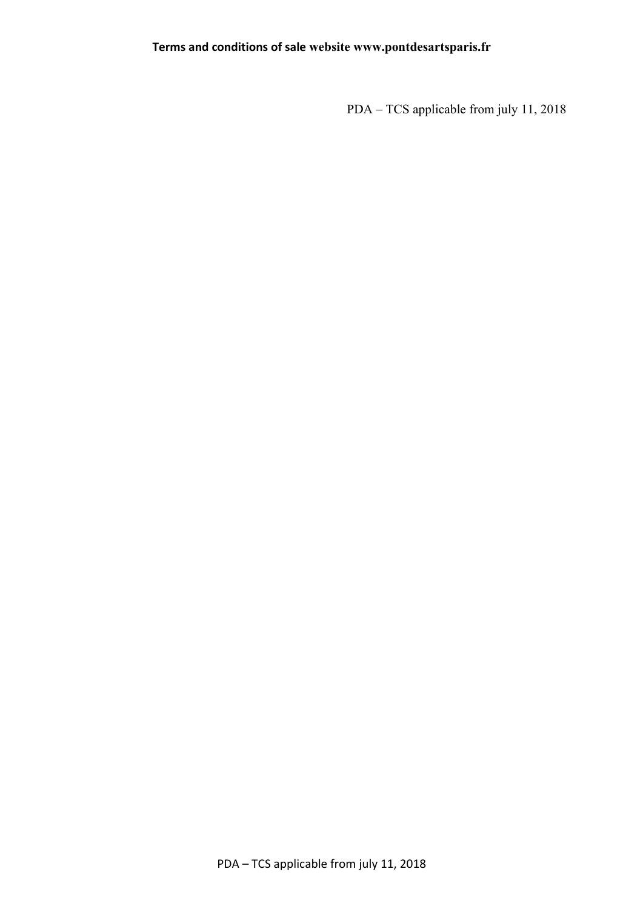PDA – TCS applicable from july 11, 2018